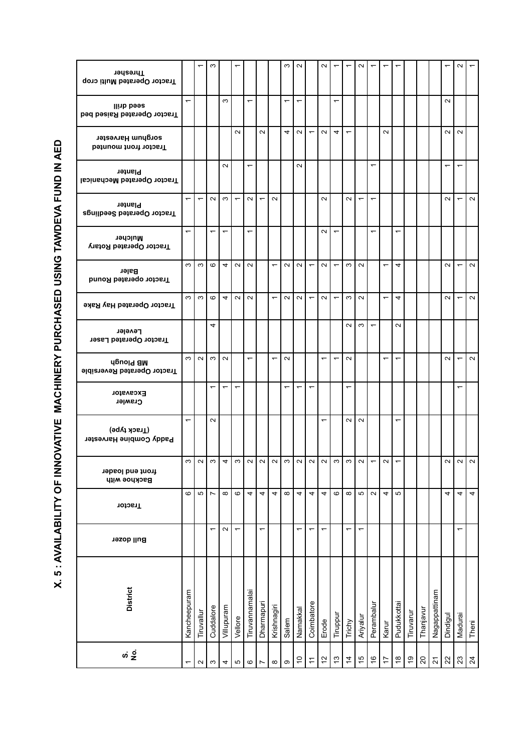# X. 5 : AVAILABILITY OF INNOVATIVE MACHINERY PURCHASED USING TAWDEVA FUND IN AED

| S. No. | District | Bull dozer | Tractor | Backhoe with front end loader | Paddy Combine Harvester (Track type) | Crawler Excavator | Tractor Operated Reversible MB Plough | Tractor Operated Laser Leveler | Tractor Operated Hay Rake | Tractor operated Round Baler | Tractor Operated Rotary Mulcher | Tractor Operated Seedlings Planter | Tractor Operated Mechanical Planter | Tractor front mounted sorghum Harvester | Tractor Operated Raised bed seed drill | Tractor Operated Multi crop Thresher |
|---|---|---|---|---|---|---|---|---|---|---|---|---|---|---|---|---|
| 1 | Kancheepuram | | 6 | 3 | 1 | | 3 | | 3 | 3 | 1 | 1 | | | 1 | |
| 2 | Tiruvallur | | 5 | 2 | | | 2 | | 3 | 3 | | 1 | | | | 1 |
| 3 | Cuddalore | 1 | 7 | 3 | 2 | 1 | 3 | 4 | 6 | 6 | 1 | 2 | | | | 3 |
| 4 | Villupuram | 2 | 8 | 4 | | 1 | 2 | | 4 | 4 | 1 | 3 | 2 | | 3 | |
| 5 | Vellore | 1 | 6 | 3 | | 1 | | | 2 | 2 | | 1 | | 2 | | 1 |
| 6 | Tiruvannamalai | | 4 | 2 | | | 1 | | 2 | 2 | 1 | 2 | 1 | | 1 | |
| 7 | Dharmapuri | 1 | 4 | 2 | | | | | | | | 1 | | 2 | | |
| 8 | Krishnagiri | | 4 | 2 | | | 1 | | 1 | 1 | | 2 | | | | |
| 9 | Salem | | 8 | 3 | | 1 | 2 | | 2 | 2 | | | | 4 | 1 | 3 |
| 10 | Namakkal | 1 | 4 | 2 | | 1 | | | 2 | 2 | | | 2 | 2 | 1 | 2 |
| 11 | Coimbatore | 1 | 4 | 2 | | 1 | | | 1 | 1 | | | | 1 | | |
| 12 | Erode | 1 | 4 | 2 | 1 | | 1 | | 2 | 2 | 2 | 2 | | 2 | | 2 |
| 13 | Tiruppur | | 6 | 3 | | | 1 | | 1 | 1 | 1 | | | 4 | 1 | 1 |
| 14 | Trichy | 1 | 8 | 3 | 2 | 1 | 2 | 2 | 3 | 3 | | 2 | | 1 | | 1 |
| 15 | Ariyalur | 1 | 5 | 2 | 2 | | | 3 | 2 | 2 | | 1 | | | | 2 |
| 16 | Perambalur | | 2 | 1 | | | | 1 | | | 1 | 1 | 1 | | | 1 |
| 17 | Karur | | 4 | 2 | | | 1 | | 1 | 1 | | | | 2 | | 1 |
| 18 | Pudukkottai | | 5 | 1 | 1 | | 1 | 2 | 4 | 4 | 1 | | | | | 1 |
| 19 | Tiruvarur | | | | | | | | | | | | | | | |
| 20 | Thanjavur | | | | | | | | | | | | | | | |
| 21 | Nagappattinam | | | | | | | | | | | | | | | |
| 22 | Dindigul | | 4 | 2 | | | 2 | | 2 | 2 | | 2 | 1 | 2 | 2 | 1 |
| 23 | Madurai | 1 | 4 | 2 | | 1 | 1 | | 1 | 1 | | 1 | 1 | 2 | | 2 |
| 24 | Theni | | 4 | 2 | | | 2 | | 2 | 2 | | 2 | | | | 1 |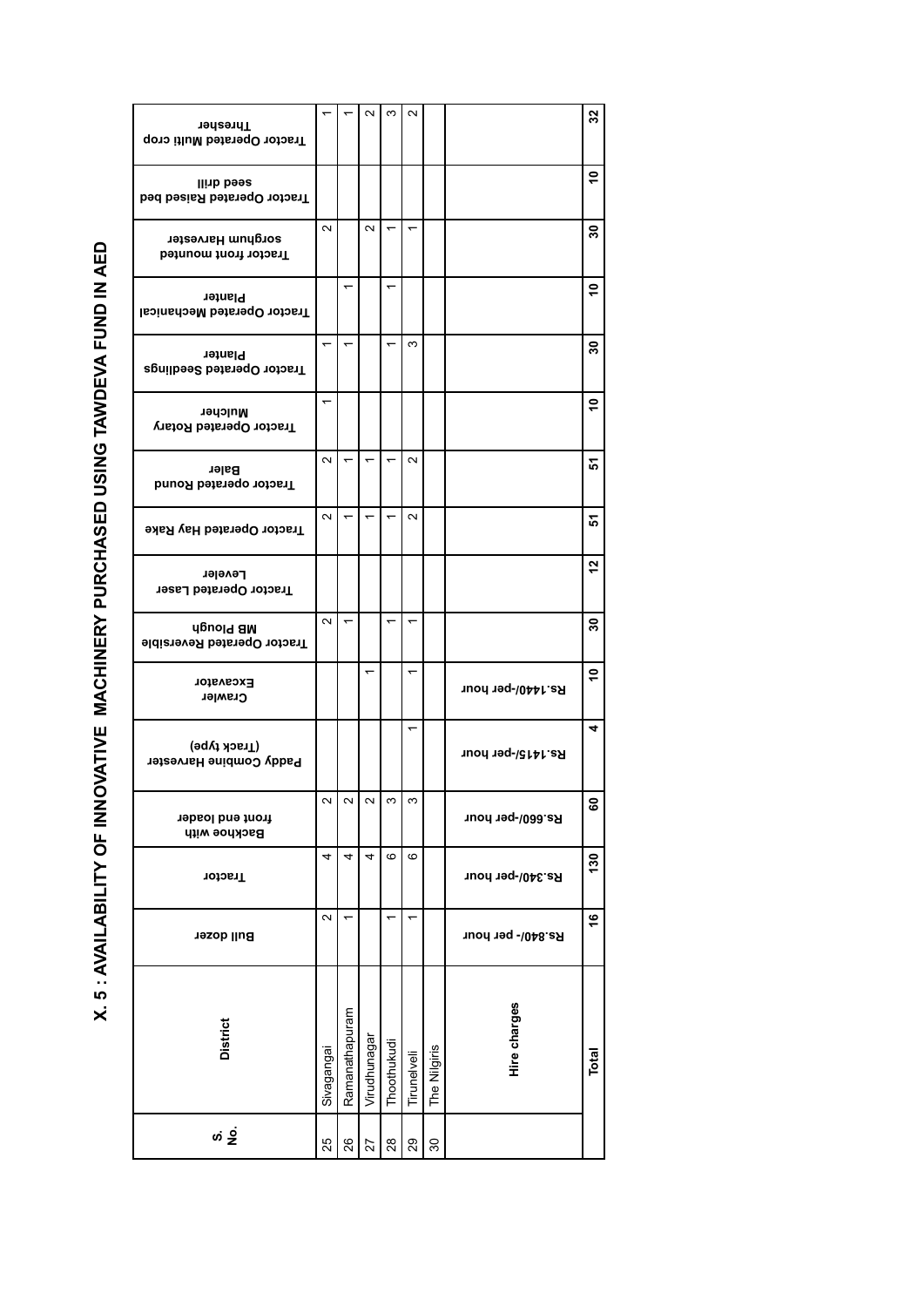# X. 5 : AVAILABILITY OF INNOVATIVE MACHINERY PURCHASED USING TAWDEVA FUND IN AED

| S. No. | District | Bull dozer | Tractor | Backhoe with front end loader | Paddy Combine Harvester (Track type) | Crawler Excavator | Tractor Operated Reversible MB Plough | Tractor Operated Laser Leveler | Tractor Operated Hay Rake | Tractor operated Round Baler | Tractor Operated Rotary Mulcher | Tractor Operated Seedlings Planter | Tractor Operated Mechanical Planter | Tractor front mounted sorghum Harvester | Tractor Operated Raised bed seed drill | Tractor Operated Multi crop Thresher |
|---|---|---|---|---|---|---|---|---|---|---|---|---|---|---|---|---|
| 25 | Sivagangai | 2 | 4 | 2 | | | 2 | | 2 | 2 | 1 | 1 | | 2 | | 1 |
| 26 | Ramanathapuram | 1 | 4 | 2 | | | 1 | | 1 | 1 | | 1 | 1 | | | 1 |
| 27 | Virudhunagar | | 4 | 2 | | 1 | | | 1 | 1 | | | | 2 | | 2 |
| 28 | Thoothukudi | 1 | 6 | 3 | | | 1 | | 1 | 1 | | 1 | 1 | 1 | | 3 |
| 29 | Tirunelveli | 1 | 6 | 3 | 1 | 1 | 1 | | 2 | 2 | | 3 | | 1 | | 2 |
| 30 | The Nilgiris | | | | | | | | | | | | | | | |
| | **Hire charges** | Rs.840/- per hour | Rs.340/-per hour | Rs.660/-per hour | Rs.1415/-per hour | Rs.1440/-per hour | | | | | | | | | | |
| | **Total** | **16** | **130** | **60** | **4** | **10** | **30** | **12** | **51** | **51** | **10** | **30** | **10** | **30** | **10** | **32** |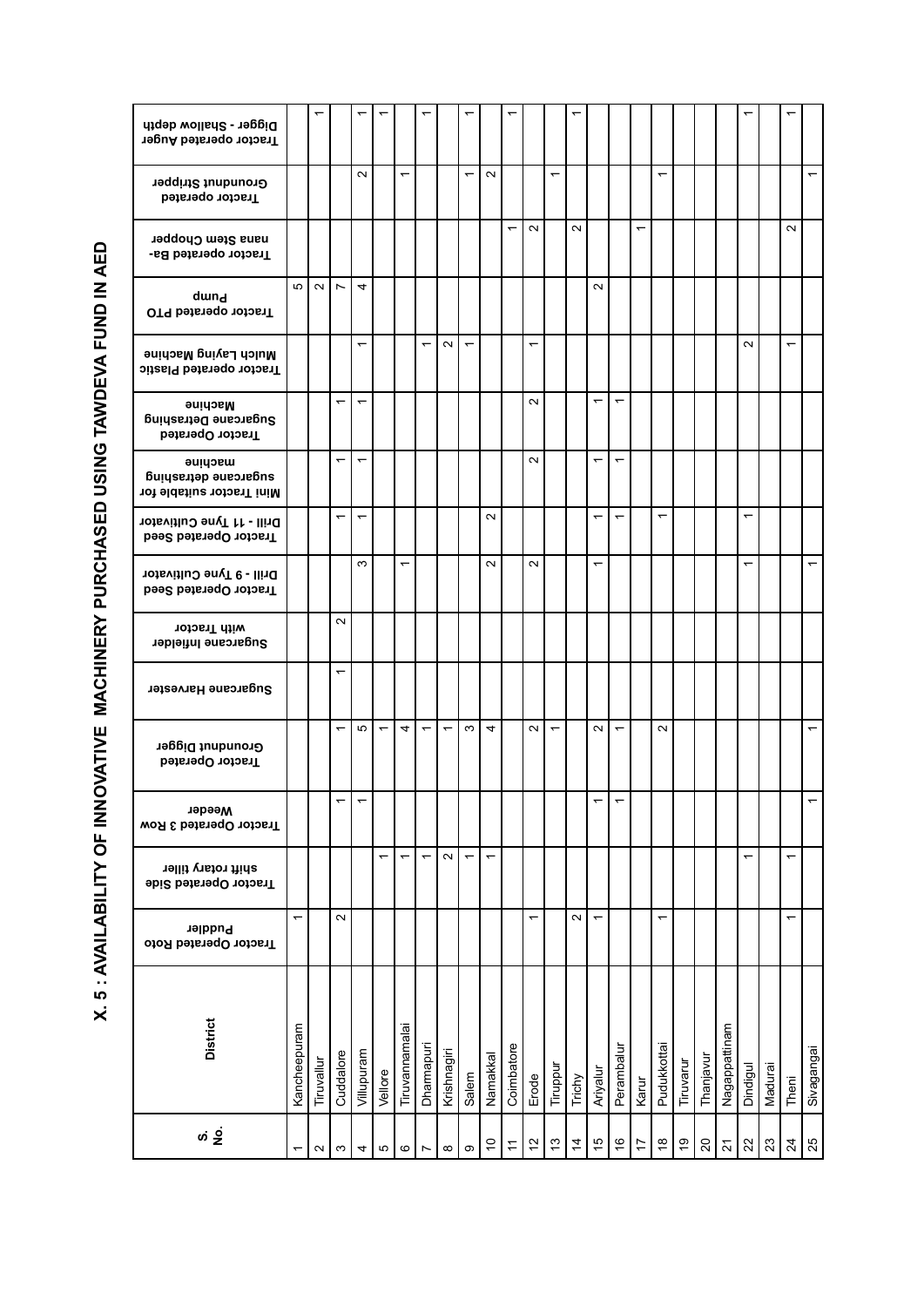# X. 5 : AVAILABILITY OF INNOVATIVE MACHINERY PURCHASED USING TAWDEVA FUND IN AED

| S. No. | District | Tractor Operated Roto Puddler | Tractor Operated Side shift rotary tiller | Tractor Operated 3 Row Weeder | Tractor Operated Groundnut Digger | Sugarcane Harvester | Sugarcane Infielder with Tractor | Tractor Operated Seed Drill - 9 Tyne Cultivator | Tractor Operated Seed Drill - 11 Tyne Cultivator | Mini Tractor suitable for sugarcane detrashing machine | Tractor Operated Sugarcane Detrashing Machine | Tractor operated Plastic Mulch Laying Machine | Tractor operated PTO Pump | Tractor operated Banana Stem Chopper | Tractor operated Groundnut Stripper | Tractor operated Auger Digger - Shallow depth |
|---|---|---|---|---|---|---|---|---|---|---|---|---|---|---|---|---|
| 1 | Kancheepuram | 1 | | | | | | | | | | | 5 | | | |
| 2 | Tiruvallur | | | | | | | | | | | | 2 | | | 1 |
| 3 | Cuddalore | 2 | | 1 | 1 | 1 | 2 | | 1 | 1 | 1 | | 7 | | | |
| 4 | Villupuram | | | 1 | 5 | | | 3 | 1 | 1 | 1 | 1 | 4 | | 2 | 1 |
| 5 | Vellore | | 1 | | 1 | | | | | | | | | | | 1 |
| 6 | Tiruvannamalai | | 1 | | 4 | | | 1 | | | | | | | 1 | |
| 7 | Dharmapuri | | 1 | | 1 | | | | | | | 1 | | | | 1 |
| 8 | Krishnagiri | | 2 | | 1 | | | | | | | 2 | | | | |
| 9 | Salem | | 1 | | 3 | | | | | | | 1 | | | 1 | 1 |
| 10 | Namakkal | | 1 | | 4 | | | 2 | 2 | | | | | | 2 | |
| 11 | Coimbatore | | | | | | | | | | | | | 1 | | 1 |
| 12 | Erode | 1 | | | 2 | | | 2 | | 2 | 2 | 1 | | 2 | | |
| 13 | Tiruppur | | | | 1 | | | | | | | | | | 1 | |
| 14 | Trichy | 2 | | | | | | | | | | | | 2 | | 1 |
| 15 | Ariyalur | 1 | | 1 | 2 | | | 1 | 1 | 1 | 1 | | 2 | | | |
| 16 | Perambalur | | | 1 | 1 | | | | 1 | 1 | 1 | | | | | |
| 17 | Karur | | | | | | | | | | | | | 1 | | |
| 18 | Pudukkottai | 1 | | | 2 | | | | 1 | | | | | | 1 | |
| 19 | Tiruvarur | | | | | | | | | | | | | | | |
| 20 | Thanjavur | | | | | | | | | | | | | | | |
| 21 | Nagappattinam | | | | | | | | | | | | | | | |
| 22 | Dindigul | | 1 | | | | | 1 | 1 | | | 2 | | | | 1 |
| 23 | Madurai | | | | | | | | | | | | | | | |
| 24 | Theni | 1 | 1 | | | | | | | | | 1 | | 2 | | 1 |
| 25 | Sivagangai | | | 1 | 1 | | | 1 | | | | | | | 1 | |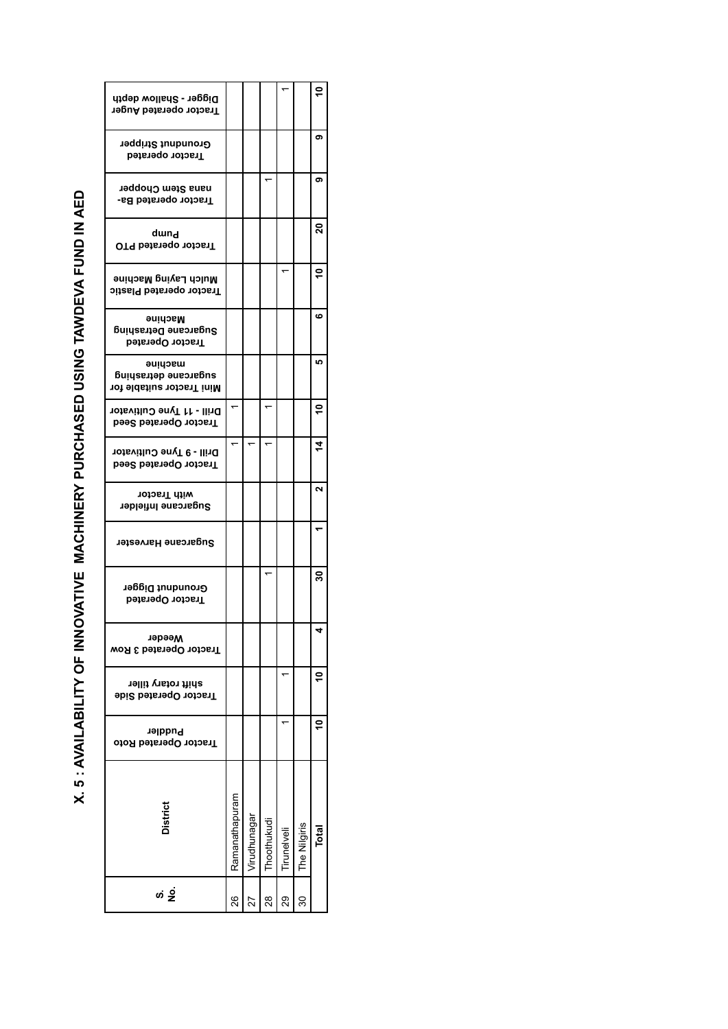# X. 5 : AVAILABILITY OF INNOVATIVE MACHINERY PURCHASED USING TAWDEVA FUND IN AED

| S. No. | District | Tractor Operated Roto Puddler | Tractor Operated Side shift rotary tiller | Tractor Operated 3 Row Weeder | Tractor Operated Groundnut Digger | Sugarcane Harvester | Sugarcane Infielder with Tractor | Tractor Operated Seed Drill - 9 Tyne Cultivator | Tractor Operated Seed Drill - 11 Tyne Cultivator | Mini Tractor suitable for sugarcane detrashing machine | Tractor Operated Sugarcane Detrashing Machine | Tractor operated Plastic Mulch Laying Machine | Tractor operated PTO Pump | Tractor operated Banana Stem Chopper | Tractor operated Groundnut Stripper | Tractor operated Auger Digger - Shallow depth |
|---|---|---|---|---|---|---|---|---|---|---|---|---|---|---|---|---|
| 26 | Ramanathapuram | | | | | | | 1 | 1 | | | | | | | |
| 27 | Virudhunagar | | | | | | | 1 | | | | | | | | |
| 28 | Thoothukudi | | | | 1 | | | 1 | 1 | | | | | 1 | | |
| 29 | Tirunelveli | 1 | 1 | | | | | | | | | 1 | | | | 1 |
| 30 | The Nilgiris | | | | | | | | | | | | | | | |
| | **Total** | **10** | **10** | **4** | **30** | **1** | **2** | **14** | **10** | **5** | **6** | **10** | **20** | **9** | **9** | **10** |